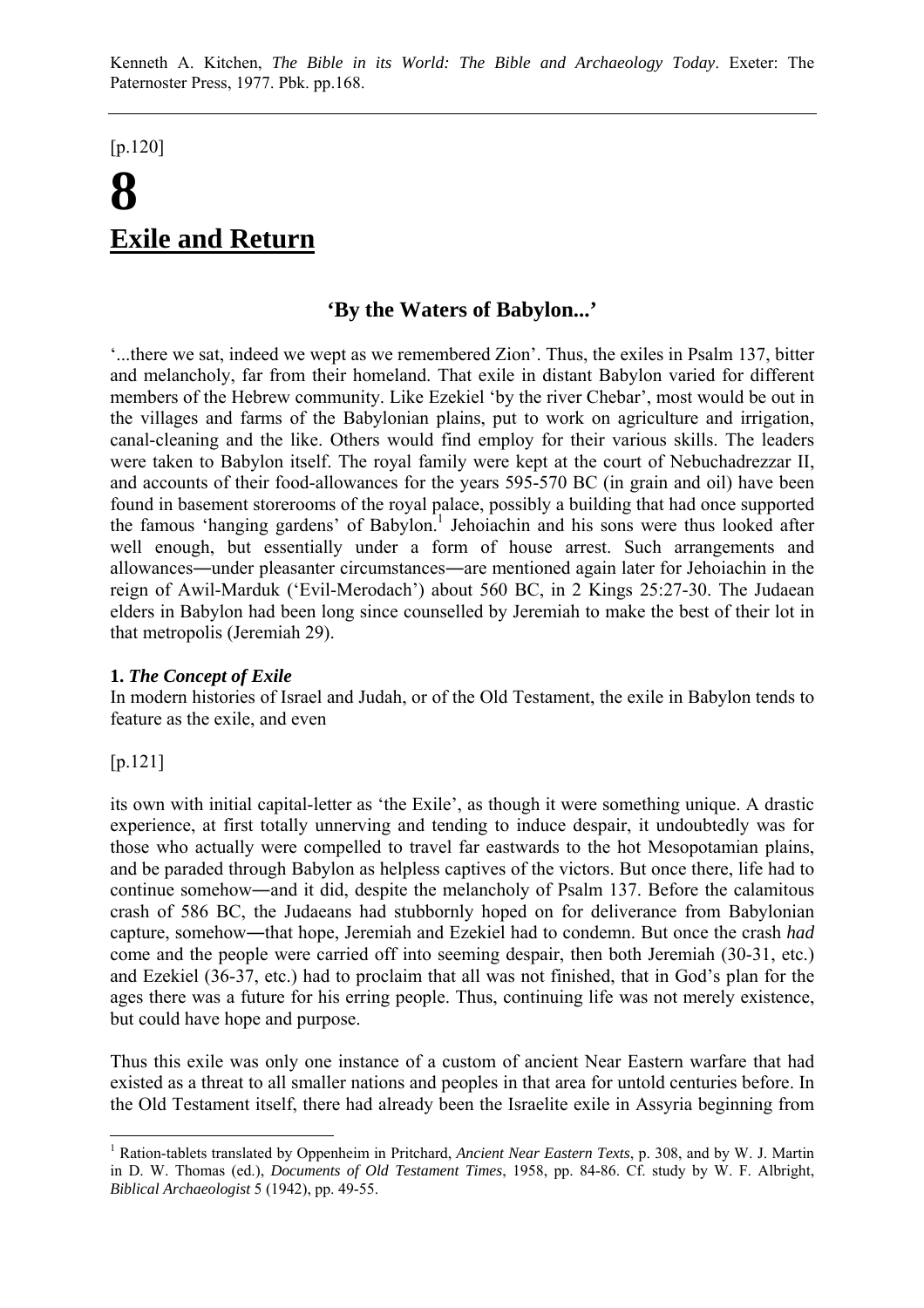Kenneth A. Kitchen, *The Bible in its World: The Bible and Archaeology Today*. Exeter: The Paternoster Press, 1977. Pbk. pp.168.

[p.120]

# 8
# Exile and Return

## 'By the Waters of Babylon...'

'...there we sat, indeed we wept as we remembered Zion'. Thus, the exiles in Psalm 137, bitter and melancholy, far from their homeland. That exile in distant Babylon varied for different members of the Hebrew community. Like Ezekiel 'by the river Chebar', most would be out in the villages and farms of the Babylonian plains, put to work on agriculture and irrigation, canal-cleaning and the like. Others would find employ for their various skills. The leaders were taken to Babylon itself. The royal family were kept at the court of Nebuchadrezzar II, and accounts of their food-allowances for the years 595-570 BC (in grain and oil) have been found in basement storerooms of the royal palace, possibly a building that had once supported the famous 'hanging gardens' of Babylon.[1] Jehoiachin and his sons were thus looked after well enough, but essentially under a form of house arrest. Such arrangements and allowances―under pleasanter circumstances―are mentioned again later for Jehoiachin in the reign of Awil-Marduk ('Evil-Merodach') about 560 BC, in 2 Kings 25:27-30. The Judaean elders in Babylon had been long since counselled by Jeremiah to make the best of their lot in that metropolis (Jeremiah 29).

### 1. *The Concept of Exile*

In modern histories of Israel and Judah, or of the Old Testament, the exile in Babylon tends to feature as the exile, and even

[p.121]

its own with initial capital-letter as 'the Exile', as though it were something unique. A drastic experience, at first totally unnerving and tending to induce despair, it undoubtedly was for those who actually were compelled to travel far eastwards to the hot Mesopotamian plains, and be paraded through Babylon as helpless captives of the victors. But once there, life had to continue somehow―and it did, despite the melancholy of Psalm 137. Before the calamitous crash of 586 BC, the Judaeans had stubbornly hoped on for deliverance from Babylonian capture, somehow―that hope, Jeremiah and Ezekiel had to condemn. But once the crash *had* come and the people were carried off into seeming despair, then both Jeremiah (30-31, etc.) and Ezekiel (36-37, etc.) had to proclaim that all was not finished, that in God's plan for the ages there was a future for his erring people. Thus, continuing life was not merely existence, but could have hope and purpose.

Thus this exile was only one instance of a custom of ancient Near Eastern warfare that had existed as a threat to all smaller nations and peoples in that area for untold centuries before. In the Old Testament itself, there had already been the Israelite exile in Assyria beginning from

---

[1] Ration-tablets translated by Oppenheim in Pritchard, *Ancient Near Eastern Texts*, p. 308, and by W. J. Martin in D. W. Thomas (ed.), *Documents of Old Testament Times*, 1958, pp. 84-86. Cf. study by W. F. Albright, *Biblical Archaeologist* 5 (1942), pp. 49-55.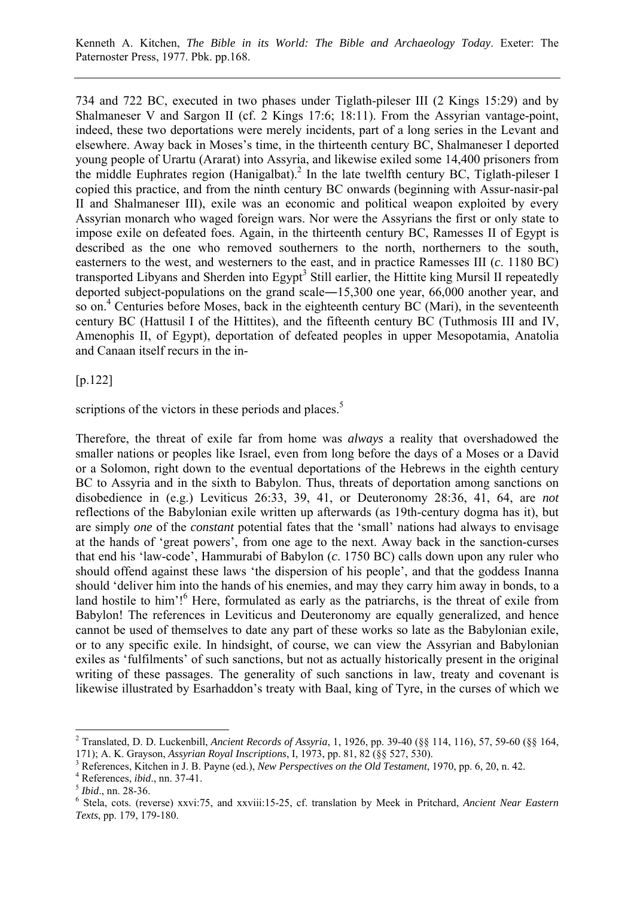734 and 722 BC, executed in two phases under Tiglath-pileser III (2 Kings 15:29) and by Shalmaneser V and Sargon II (cf. 2 Kings 17:6; 18:11). From the Assyrian vantage-point, indeed, these two deportations were merely incidents, part of a long series in the Levant and elsewhere. Away back in Moses's time, in the thirteenth century BC, Shalmaneser I deported young people of Urartu (Ararat) into Assyria, and likewise exiled some 14,400 prisoners from the middle Euphrates region (Hanigalbat).[2] In the late twelfth century BC, Tiglath-pileser I copied this practice, and from the ninth century BC onwards (beginning with Assur-nasir-pal II and Shalmaneser III), exile was an economic and political weapon exploited by every Assyrian monarch who waged foreign wars. Nor were the Assyrians the first or only state to impose exile on defeated foes. Again, in the thirteenth century BC, Ramesses II of Egypt is described as the one who removed southerners to the north, northerners to the south, easterners to the west, and westerners to the east, and in practice Ramesses III (*c*. 1180 BC) transported Libyans and Sherden into Egypt[3] Still earlier, the Hittite king Mursil II repeatedly deported subject-populations on the grand scale―15,300 one year, 66,000 another year, and so on.[4] Centuries before Moses, back in the eighteenth century BC (Mari), in the seventeenth century BC (Hattusil I of the Hittites), and the fifteenth century BC (Tuthmosis III and IV, Amenophis II, of Egypt), deportation of defeated peoples in upper Mesopotamia, Anatolia and Canaan itself recurs in the in-

[p.122]

scriptions of the victors in these periods and places.[5]

Therefore, the threat of exile far from home was *always* a reality that overshadowed the smaller nations or peoples like Israel, even from long before the days of a Moses or a David or a Solomon, right down to the eventual deportations of the Hebrews in the eighth century BC to Assyria and in the sixth to Babylon. Thus, threats of deportation among sanctions on disobedience in (e.g.) Leviticus 26:33, 39, 41, or Deuteronomy 28:36, 41, 64, are *not* reflections of the Babylonian exile written up afterwards (as 19th-century dogma has it), but are simply *one* of the *constant* potential fates that the 'small' nations had always to envisage at the hands of 'great powers', from one age to the next. Away back in the sanction-curses that end his 'law-code', Hammurabi of Babylon (*c*. 1750 BC) calls down upon any ruler who should offend against these laws 'the dispersion of his people', and that the goddess Inanna should 'deliver him into the hands of his enemies, and may they carry him away in bonds, to a land hostile to him'![6] Here, formulated as early as the patriarchs, is the threat of exile from Babylon! The references in Leviticus and Deuteronomy are equally generalized, and hence cannot be used of themselves to date any part of these works so late as the Babylonian exile, or to any specific exile. In hindsight, of course, we can view the Assyrian and Babylonian exiles as 'fulfilments' of such sanctions, but not as actually historically present in the original writing of these passages. The generality of such sanctions in law, treaty and covenant is likewise illustrated by Esarhaddon's treaty with Baal, king of Tyre, in the curses of which we

---

[2] Translated, D. D. Luckenbill, *Ancient Records of Assyria*, 1, 1926, pp. 39-40 (§§ 114, 116), 57, 59-60 (§§ 164, 171); A. K. Grayson, *Assyrian Royal Inscriptions*, I, 1973, pp. 81, 82 (§§ 527, 530).

[3] References, Kitchen in J. B. Payne (ed.), *New Perspectives on the Old Testament*, 1970, pp. 6, 20, n. 42.

[4] References, *ibid*., nn. 37-41.

[5] *Ibid*., nn. 28-36.

[6] Stela, cols. (reverse) xxvi:75, and xxviii:15-25, cf. translation by Meek in Pritchard, *Ancient Near Eastern Texts*, pp. 179, 179-180.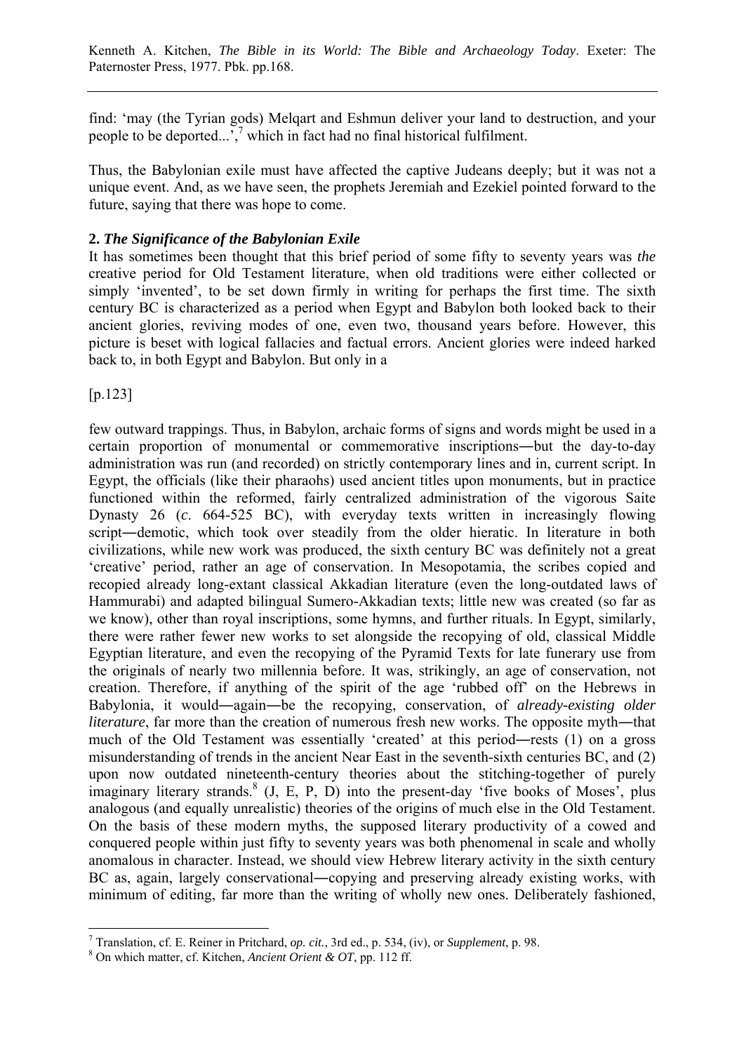find: 'may (the Tyrian gods) Melqart and Eshmun deliver your land to destruction, and your people to be deported...',[7] which in fact had no final historical fulfilment.

Thus, the Babylonian exile must have affected the captive Judeans deeply; but it was not a unique event. And, as we have seen, the prophets Jeremiah and Ezekiel pointed forward to the future, saying that there was hope to come.

**2. *The Significance of the Babylonian Exile***

It has sometimes been thought that this brief period of some fifty to seventy years was *the* creative period for Old Testament literature, when old traditions were either collected or simply 'invented', to be set down firmly in writing for perhaps the first time. The sixth century BC is characterized as a period when Egypt and Babylon both looked back to their ancient glories, reviving modes of one, even two, thousand years before. However, this picture is beset with logical fallacies and factual errors. Ancient glories were indeed harked back to, in both Egypt and Babylon. But only in a

[p.123]

few outward trappings. Thus, in Babylon, archaic forms of signs and words might be used in a certain proportion of monumental or commemorative inscriptions―but the day-to-day administration was run (and recorded) on strictly contemporary lines and in, current script. In Egypt, the officials (like their pharaohs) used ancient titles upon monuments, but in practice functioned within the reformed, fairly centralized administration of the vigorous Saite Dynasty 26 (*c*. 664-525 BC), with everyday texts written in increasingly flowing script―demotic, which took over steadily from the older hieratic. In literature in both civilizations, while new work was produced, the sixth century BC was definitely not a great 'creative' period, rather an age of conservation. In Mesopotamia, the scribes copied and recopied already long-extant classical Akkadian literature (even the long-outdated laws of Hammurabi) and adapted bilingual Sumero-Akkadian texts; little new was created (so far as we know), other than royal inscriptions, some hymns, and further rituals. In Egypt, similarly, there were rather fewer new works to set alongside the recopying of old, classical Middle Egyptian literature, and even the recopying of the Pyramid Texts for late funerary use from the originals of nearly two millennia before. It was, strikingly, an age of conservation, not creation. Therefore, if anything of the spirit of the age 'rubbed off' on the Hebrews in Babylonia, it would―again―be the recopying, conservation, of *already-existing older literature*, far more than the creation of numerous fresh new works. The opposite myth―that much of the Old Testament was essentially 'created' at this period―rests (1) on a gross misunderstanding of trends in the ancient Near East in the seventh-sixth centuries BC, and (2) upon now outdated nineteenth-century theories about the stitching-together of purely imaginary literary strands.[8] (J, E, P, D) into the present-day 'five books of Moses', plus analogous (and equally unrealistic) theories of the origins of much else in the Old Testament. On the basis of these modern myths, the supposed literary productivity of a cowed and conquered people within just fifty to seventy years was both phenomenal in scale and wholly anomalous in character. Instead, we should view Hebrew literary activity in the sixth century BC as, again, largely conservational―copying and preserving already existing works, with minimum of editing, far more than the writing of wholly new ones. Deliberately fashioned,

---

[7] Translation, cf. E. Reiner in Pritchard, *op. cit.*, 3rd ed., p. 534, (iv), or *Supplement*, p. 98.

[8] On which matter, cf. Kitchen, *Ancient Orient & OT*, pp. 112 ff.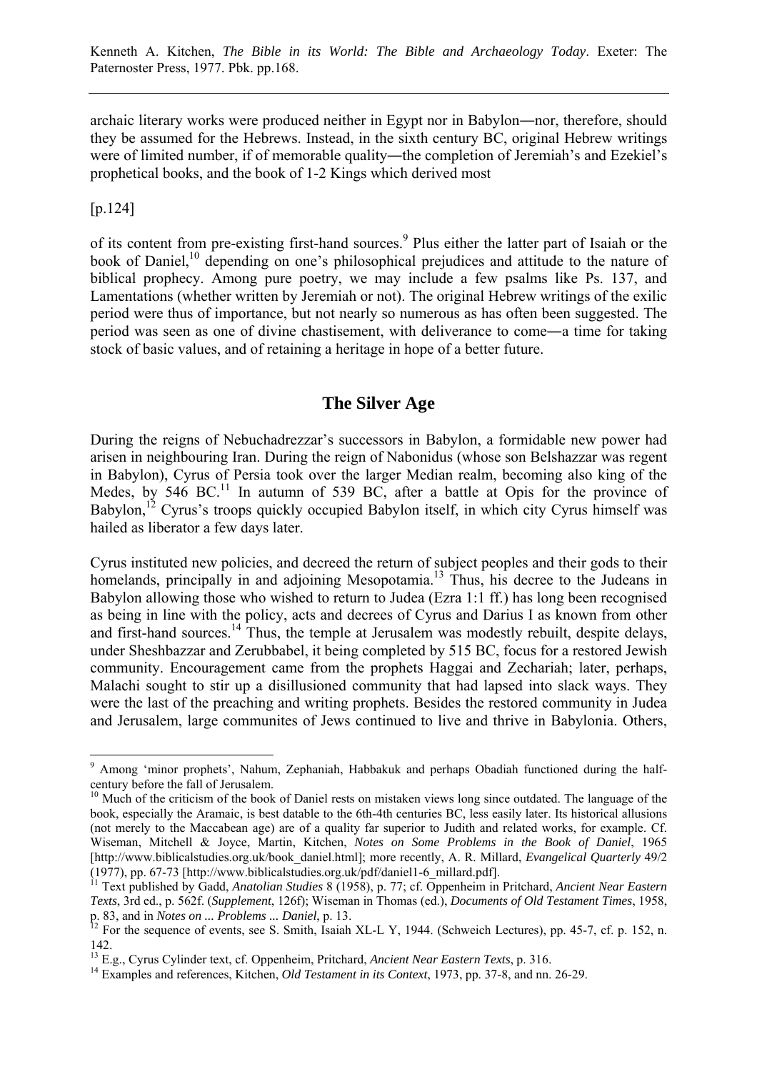archaic literary works were produced neither in Egypt nor in Babylon―nor, therefore, should they be assumed for the Hebrews. Instead, in the sixth century BC, original Hebrew writings were of limited number, if of memorable quality―the completion of Jeremiah's and Ezekiel's prophetical books, and the book of 1-2 Kings which derived most

[p.124]

of its content from pre-existing first-hand sources.[9] Plus either the latter part of Isaiah or the book of Daniel,[10] depending on one's philosophical prejudices and attitude to the nature of biblical prophecy. Among pure poetry, we may include a few psalms like Ps. 137, and Lamentations (whether written by Jeremiah or not). The original Hebrew writings of the exilic period were thus of importance, but not nearly so numerous as has often been suggested. The period was seen as one of divine chastisement, with deliverance to come―a time for taking stock of basic values, and of retaining a heritage in hope of a better future.

## The Silver Age

During the reigns of Nebuchadrezzar's successors in Babylon, a formidable new power had arisen in neighbouring Iran. During the reign of Nabonidus (whose son Belshazzar was regent in Babylon), Cyrus of Persia took over the larger Median realm, becoming also king of the Medes, by 546 BC.[11] In autumn of 539 BC, after a battle at Opis for the province of Babylon,[12] Cyrus's troops quickly occupied Babylon itself, in which city Cyrus himself was hailed as liberator a few days later.

Cyrus instituted new policies, and decreed the return of subject peoples and their gods to their homelands, principally in and adjoining Mesopotamia.[13] Thus, his decree to the Judeans in Babylon allowing those who wished to return to Judea (Ezra 1:1 ff.) has long been recognised as being in line with the policy, acts and decrees of Cyrus and Darius I as known from other and first-hand sources.[14] Thus, the temple at Jerusalem was modestly rebuilt, despite delays, under Sheshbazzar and Zerubbabel, it being completed by 515 BC, focus for a restored Jewish community. Encouragement came from the prophets Haggai and Zechariah; later, perhaps, Malachi sought to stir up a disillusioned community that had lapsed into slack ways. They were the last of the preaching and writing prophets. Besides the restored community in Judea and Jerusalem, large communites of Jews continued to live and thrive in Babylonia. Others,

---

[9] Among 'minor prophets', Nahum, Zephaniah, Habbakuk and perhaps Obadiah functioned during the half-century before the fall of Jerusalem.

[10] Much of the criticism of the book of Daniel rests on mistaken views long since outdated. The language of the book, especially the Aramaic, is best datable to the 6th-4th centuries BC, less easily later. Its historical allusions (not merely to the Maccabean age) are of a quality far superior to Judith and related works, for example. Cf. Wiseman, Mitchell & Joyce, Martin, Kitchen, *Notes on Some Problems in the Book of Daniel*, 1965 [http://www.biblicalstudies.org.uk/book_daniel.html]; more recently, A. R. Millard, *Evangelical Quarterly* 49/2 (1977), pp. 67-73 [http://www.biblicalstudies.org.uk/pdf/daniel1-6_millard.pdf].

[11] Text published by Gadd, *Anatolian Studies* 8 (1958), p. 77; cf. Oppenheim in Pritchard, *Ancient Near Eastern Texts*, 3rd ed., p. 562f. (*Supplement*, 126f); Wiseman in Thomas (ed.), *Documents of Old Testament Times*, 1958, p. 83, and in *Notes on ... Problems ... Daniel*, p. 13.

[12] For the sequence of events, see S. Smith, Isaiah XL-L Y, 1944. (Schweich Lectures), pp. 45-7, cf. p. 152, n. 142.

[13] E.g., Cyrus Cylinder text, cf. Oppenheim, Pritchard, *Ancient Near Eastern Texts*, p. 316.

[14] Examples and references, Kitchen, *Old Testament in its Context*, 1973, pp. 37-8, and nn. 26-29.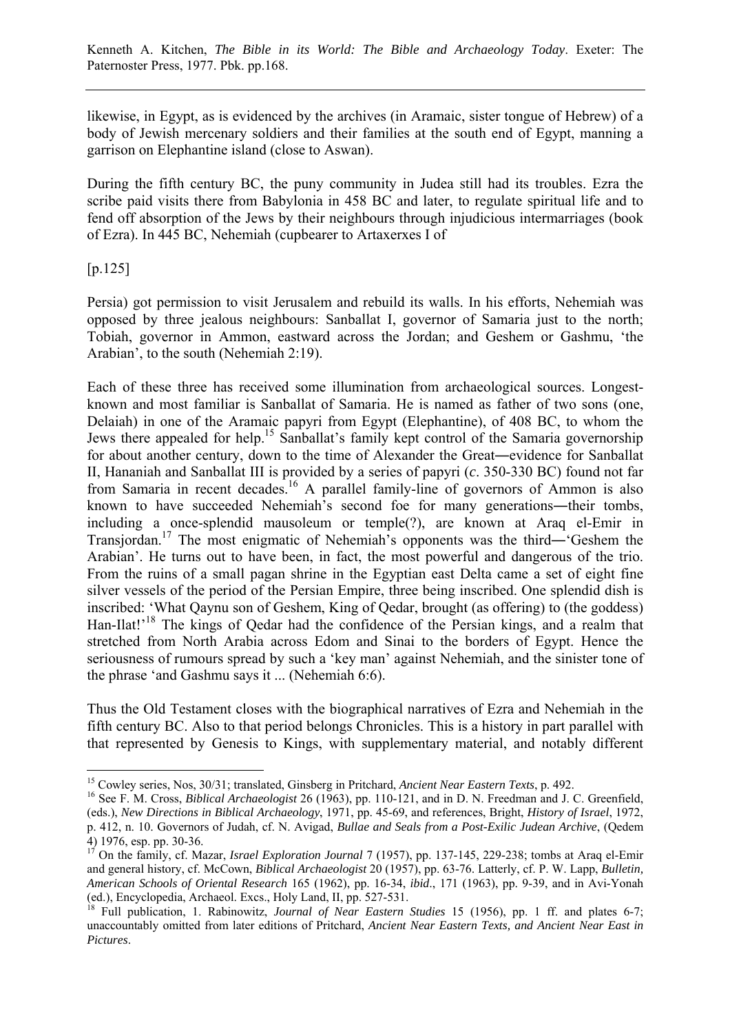likewise, in Egypt, as is evidenced by the archives (in Aramaic, sister tongue of Hebrew) of a body of Jewish mercenary soldiers and their families at the south end of Egypt, manning a garrison on Elephantine island (close to Aswan).

During the fifth century BC, the puny community in Judea still had its troubles. Ezra the scribe paid visits there from Babylonia in 458 BC and later, to regulate spiritual life and to fend off absorption of the Jews by their neighbours through injudicious intermarriages (book of Ezra). In 445 BC, Nehemiah (cupbearer to Artaxerxes I of

[p.125]

Persia) got permission to visit Jerusalem and rebuild its walls. In his efforts, Nehemiah was opposed by three jealous neighbours: Sanballat I, governor of Samaria just to the north; Tobiah, governor in Ammon, eastward across the Jordan; and Geshem or Gashmu, 'the Arabian', to the south (Nehemiah 2:19).

Each of these three has received some illumination from archaeological sources. Longest-known and most familiar is Sanballat of Samaria. He is named as father of two sons (one, Delaiah) in one of the Aramaic papyri from Egypt (Elephantine), of 408 BC, to whom the Jews there appealed for help.[15] Sanballat's family kept control of the Samaria governorship for about another century, down to the time of Alexander the Great―evidence for Sanballat II, Hananiah and Sanballat III is provided by a series of papyri (*c*. 350-330 BC) found not far from Samaria in recent decades.[16] A parallel family-line of governors of Ammon is also known to have succeeded Nehemiah's second foe for many generations―their tombs, including a once-splendid mausoleum or temple(?), are known at Araq el-Emir in Transjordan.[17] The most enigmatic of Nehemiah's opponents was the third―'Geshem the Arabian'. He turns out to have been, in fact, the most powerful and dangerous of the trio. From the ruins of a small pagan shrine in the Egyptian east Delta came a set of eight fine silver vessels of the period of the Persian Empire, three being inscribed. One splendid dish is inscribed: 'What Qaynu son of Geshem, King of Qedar, brought (as offering) to (the goddess) Han-Ilat!'[18] The kings of Qedar had the confidence of the Persian kings, and a realm that stretched from North Arabia across Edom and Sinai to the borders of Egypt. Hence the seriousness of rumours spread by such a 'key man' against Nehemiah, and the sinister tone of the phrase 'and Gashmu says it ... (Nehemiah 6:6).

Thus the Old Testament closes with the biographical narratives of Ezra and Nehemiah in the fifth century BC. Also to that period belongs Chronicles. This is a history in part parallel with that represented by Genesis to Kings, with supplementary material, and notably different

---

[15] Cowley series, Nos, 30/31; translated, Ginsberg in Pritchard, *Ancient Near Eastern Texts*, p. 492.

[16] See F. M. Cross, *Biblical Archaeologist* 26 (1963), pp. 110-121, and in D. N. Freedman and J. C. Greenfield, (eds.), *New Directions in Biblical Archaeology*, 1971, pp. 45-69, and references, Bright, *History of Israel*, 1972, p. 412, n. 10. Governors of Judah, cf. N. Avigad, *Bullae and Seals from a Post-Exilic Judean Archive*, (Qedem 4) 1976, esp. pp. 30-36.

[17] On the family, cf. Mazar, *Israel Exploration Journal* 7 (1957), pp. 137-145, 229-238; tombs at Araq el-Emir and general history, cf. McCown, *Biblical Archaeologist* 20 (1957), pp. 63-76. Latterly, cf. P. W. Lapp, *Bulletin, American Schools of Oriental Research* 165 (1962), pp. 16-34, *ibid*., 171 (1963), pp. 9-39, and in Avi-Yonah (ed.), Encyclopedia, Archaeol. Excs., Holy Land, II, pp. 527-531.

[18] Full publication, 1. Rabinowitz, *Journal of Near Eastern Studies* 15 (1956), pp. 1 ff. and plates 6-7; unaccountably omitted from later editions of Pritchard, *Ancient Near Eastern Texts, and Ancient Near East in Pictures*.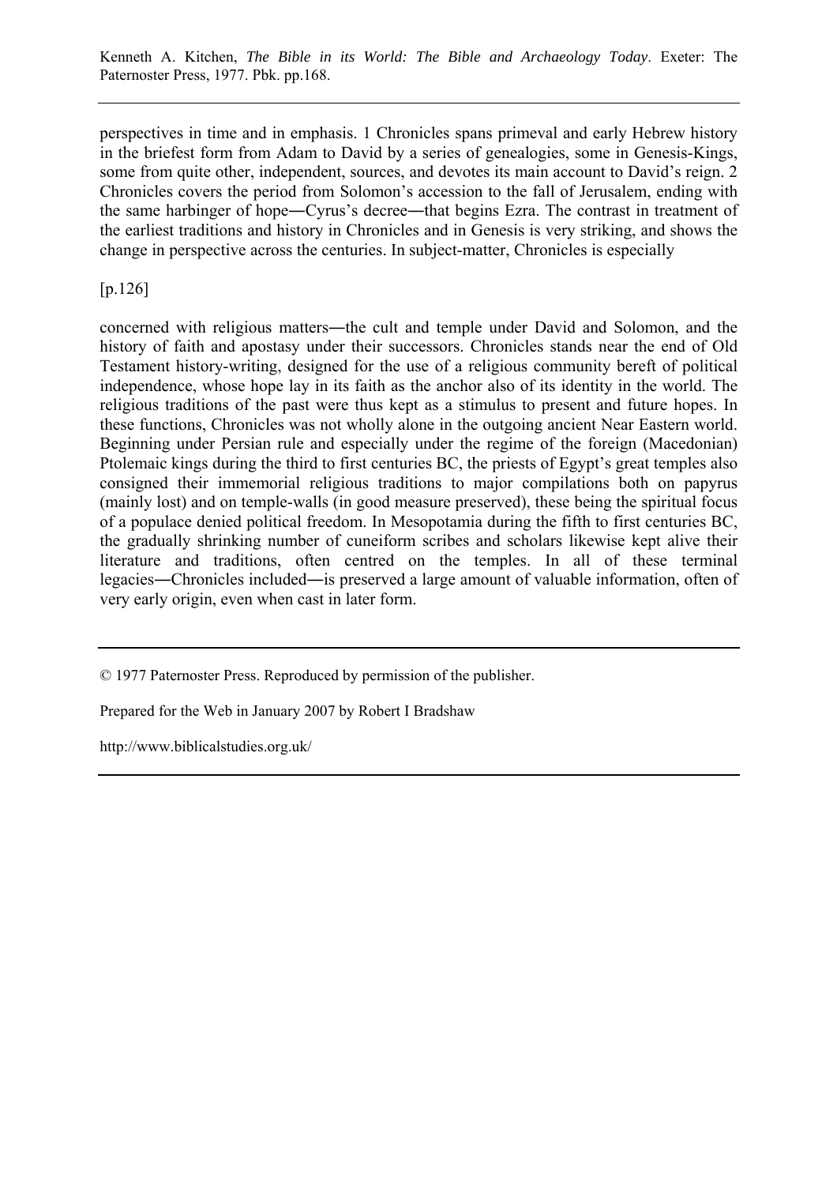perspectives in time and in emphasis. 1 Chronicles spans primeval and early Hebrew history in the briefest form from Adam to David by a series of genealogies, some in Genesis-Kings, some from quite other, independent, sources, and devotes its main account to David's reign. 2 Chronicles covers the period from Solomon's accession to the fall of Jerusalem, ending with the same harbinger of hope―Cyrus's decree―that begins Ezra. The contrast in treatment of the earliest traditions and history in Chronicles and in Genesis is very striking, and shows the change in perspective across the centuries. In subject-matter, Chronicles is especially

[p.126]

concerned with religious matters―the cult and temple under David and Solomon, and the history of faith and apostasy under their successors. Chronicles stands near the end of Old Testament history-writing, designed for the use of a religious community bereft of political independence, whose hope lay in its faith as the anchor also of its identity in the world. The religious traditions of the past were thus kept as a stimulus to present and future hopes. In these functions, Chronicles was not wholly alone in the outgoing ancient Near Eastern world. Beginning under Persian rule and especially under the regime of the foreign (Macedonian) Ptolemaic kings during the third to first centuries BC, the priests of Egypt's great temples also consigned their immemorial religious traditions to major compilations both on papyrus (mainly lost) and on temple-walls (in good measure preserved), these being the spiritual focus of a populace denied political freedom. In Mesopotamia during the fifth to first centuries BC, the gradually shrinking number of cuneiform scribes and scholars likewise kept alive their literature and traditions, often centred on the temples. In all of these terminal legacies―Chronicles included―is preserved a large amount of valuable information, often of very early origin, even when cast in later form.

---

© 1977 Paternoster Press. Reproduced by permission of the publisher.

Prepared for the Web in January 2007 by Robert I Bradshaw

http://www.biblicalstudies.org.uk/